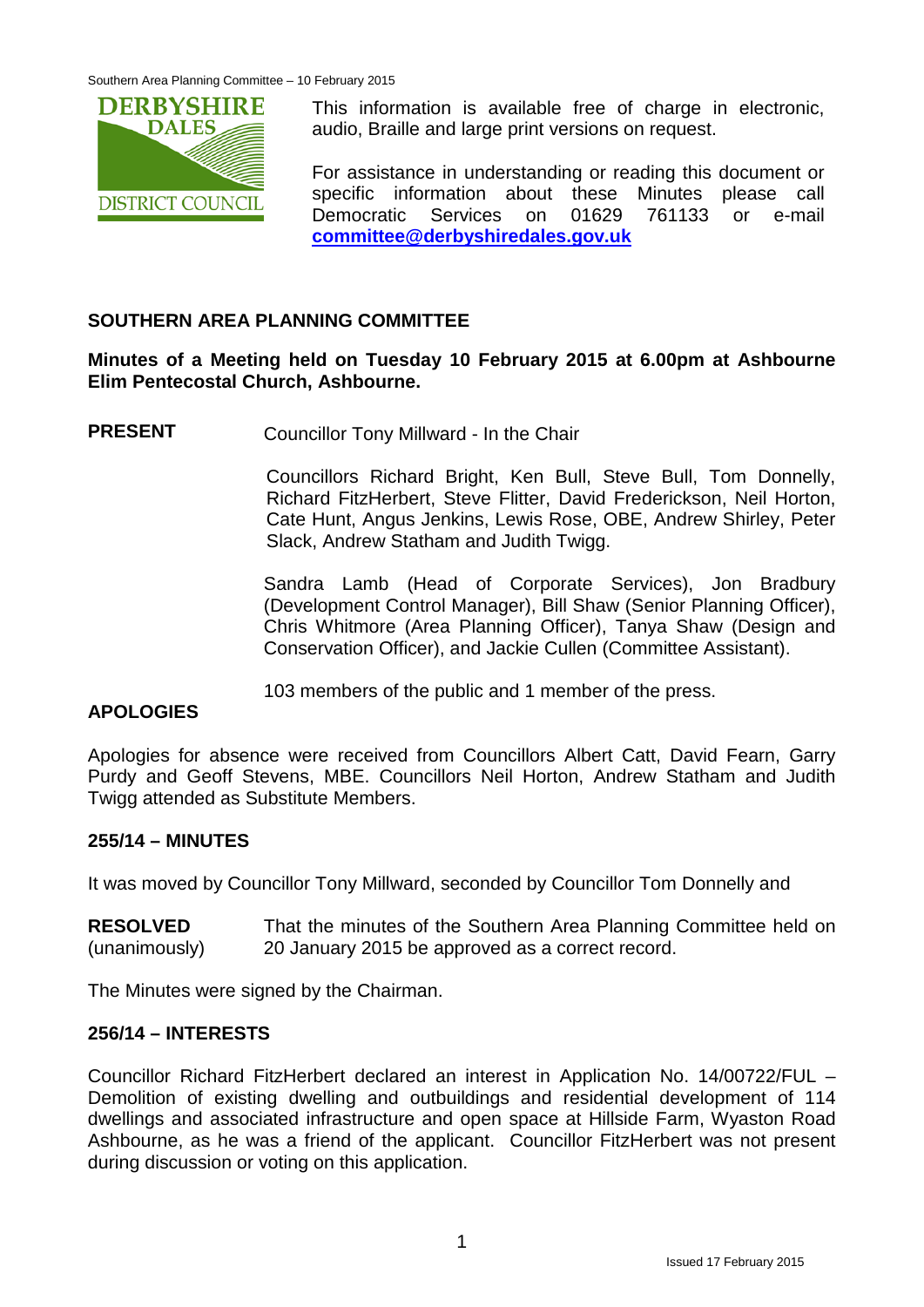This information is available free of charge in electronic, audio, Braille and large print versions on request.

For assistance in understanding or reading this document or specific information about these Minutes please call Democratic Services on 01629 761133 or e-mail **committee@derbyshiredales.gov.uk**

## SOUTHERN AREA PLANNING COMMITTEE

**Minutes of a Meeting held on Tuesday 10 February 2015 at 6.00pm at Ashbourne Elim Pentecostal Church, Ashbourne.**

**PRESENT** Councillor Tony Millward - In the Chair

Councillors Richard Bright, Ken Bull, Steve Bull, Tom Donnelly, Richard FitzHerbert, Steve Flitter, David Frederickson, Neil Horton, Cate Hunt, Angus Jenkins, Lewis Rose, OBE, Andrew Shirley, Peter Slack, Andrew Statham and Judith Twigg.

Sandra Lamb (Head of Corporate Services), Jon Bradbury (Development Control Manager), Bill Shaw (Senior Planning Officer), Chris Whitmore (Area Planning Officer), Tanya Shaw (Design and Conservation Officer), and Jackie Cullen (Committee Assistant).

103 members of the public and 1 member of the press.

### APOLOGIES

Apologies for absence were received from Councillors Albert Catt, David Fearn, Garry Purdy and Geoff Stevens, MBE. Councillors Neil Horton, Andrew Statham and Judith Twigg attended as Substitute Members.

### 255/14 – MINUTES

It was moved by Councillor Tony Millward, seconded by Councillor Tom Donnelly and

**RESOLVED** (unanimously) That the minutes of the Southern Area Planning Committee held on 20 January 2015 be approved as a correct record.

The Minutes were signed by the Chairman.

### 256/14 – INTERESTS

Councillor Richard FitzHerbert declared an interest in Application No. 14/00722/FUL – Demolition of existing dwelling and outbuildings and residential development of 114 dwellings and associated infrastructure and open space at Hillside Farm, Wyaston Road Ashbourne, as he was a friend of the applicant. Councillor FitzHerbert was not present during discussion or voting on this application.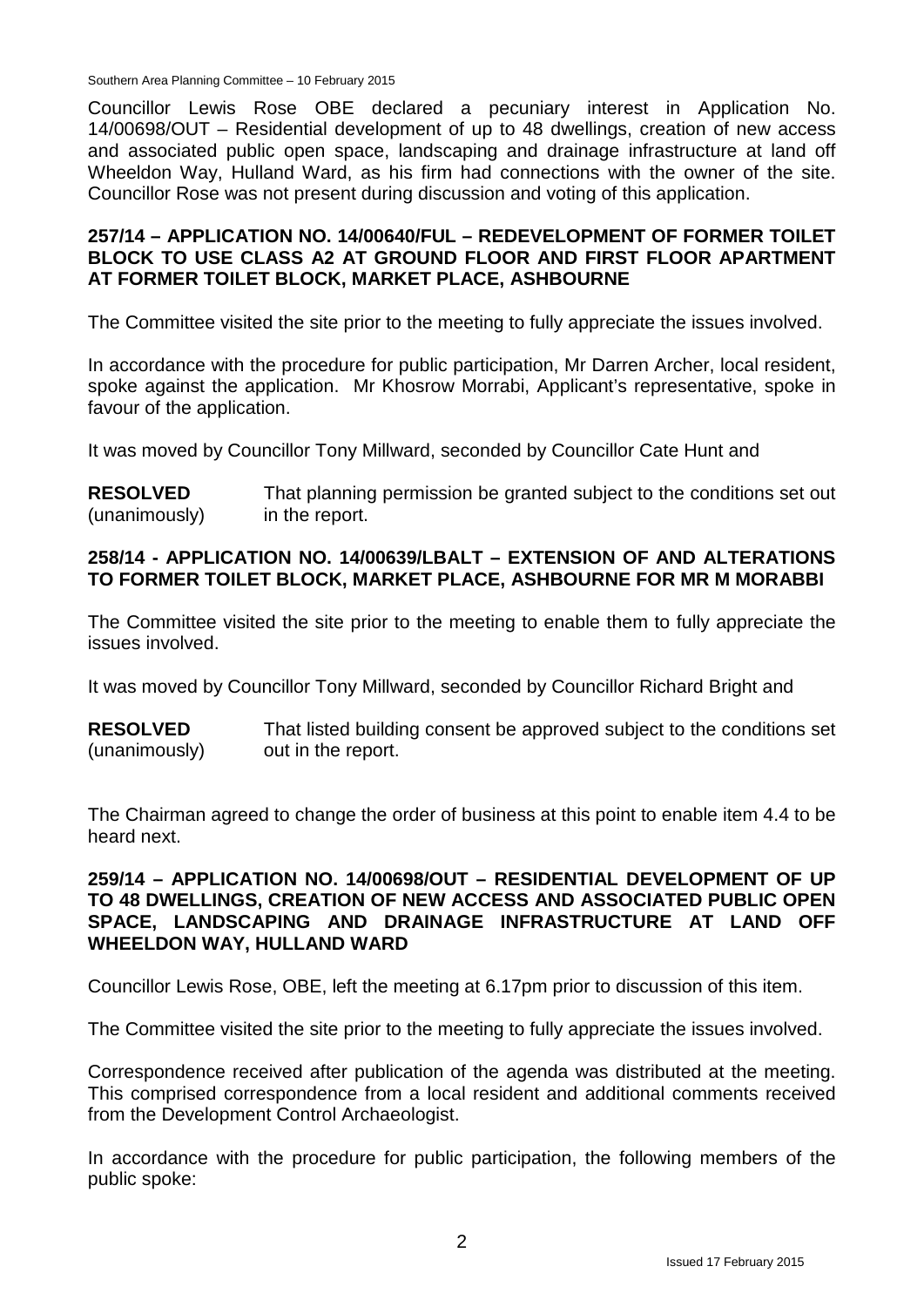Councillor Lewis Rose OBE declared a pecuniary interest in Application No. 14/00698/OUT – Residential development of up to 48 dwellings, creation of new access and associated public open space, landscaping and drainage infrastructure at land off Wheeldon Way, Hulland Ward, as his firm had connections with the owner of the site. Councillor Rose was not present during discussion and voting of this application.

## 257/14 – APPLICATION NO. 14/00640/FUL – REDEVELOPMENT OF FORMER TOILET BLOCK TO USE CLASS A2 AT GROUND FLOOR AND FIRST FLOOR APARTMENT AT FORMER TOILET BLOCK, MARKET PLACE, ASHBOURNE

The Committee visited the site prior to the meeting to fully appreciate the issues involved.

In accordance with the procedure for public participation, Mr Darren Archer, local resident, spoke against the application. Mr Khosrow Morrabi, Applicant's representative, spoke in favour of the application.

It was moved by Councillor Tony Millward, seconded by Councillor Cate Hunt and

**RESOLVED** (unanimously) That planning permission be granted subject to the conditions set out in the report.

## 258/14 - APPLICATION NO. 14/00639/LBALT – EXTENSION OF AND ALTERATIONS TO FORMER TOILET BLOCK, MARKET PLACE, ASHBOURNE FOR MR M MORABBI

The Committee visited the site prior to the meeting to enable them to fully appreciate the issues involved.

It was moved by Councillor Tony Millward, seconded by Councillor Richard Bright and

**RESOLVED** (unanimously) That listed building consent be approved subject to the conditions set out in the report.

The Chairman agreed to change the order of business at this point to enable item 4.4 to be heard next.

## 259/14 – APPLICATION NO. 14/00698/OUT – RESIDENTIAL DEVELOPMENT OF UP TO 48 DWELLINGS, CREATION OF NEW ACCESS AND ASSOCIATED PUBLIC OPEN SPACE, LANDSCAPING AND DRAINAGE INFRASTRUCTURE AT LAND OFF WHEELDON WAY, HULLAND WARD

Councillor Lewis Rose, OBE, left the meeting at 6.17pm prior to discussion of this item.

The Committee visited the site prior to the meeting to fully appreciate the issues involved.

Correspondence received after publication of the agenda was distributed at the meeting. This comprised correspondence from a local resident and additional comments received from the Development Control Archaeologist.

In accordance with the procedure for public participation, the following members of the public spoke: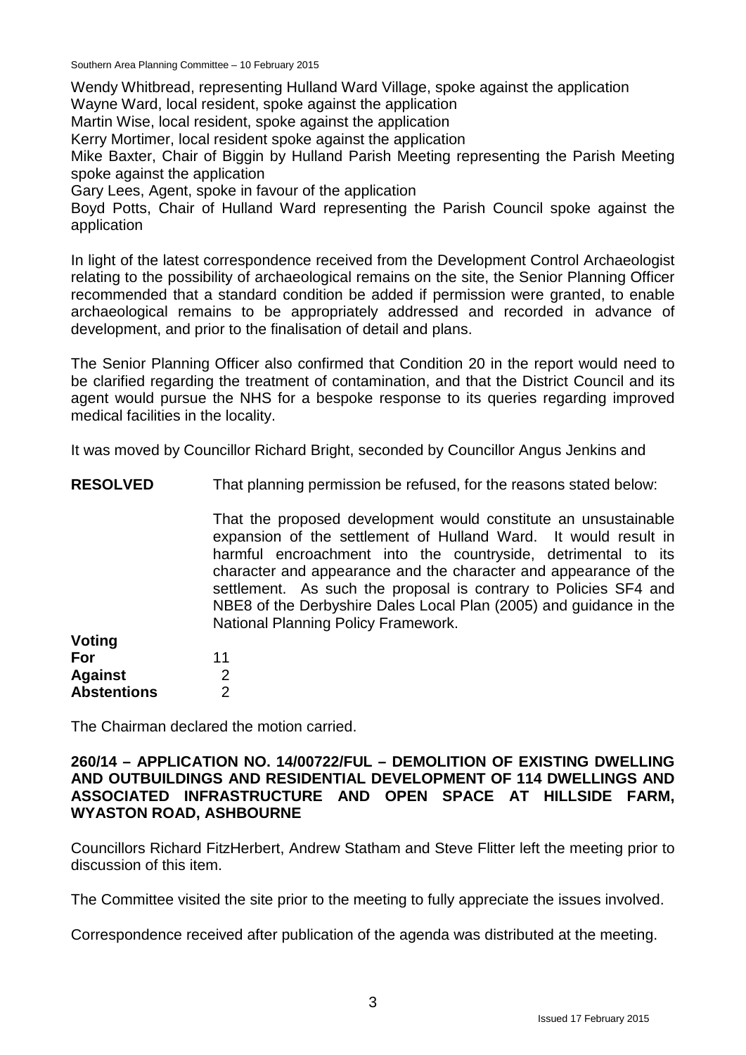Wendy Whitbread, representing Hulland Ward Village, spoke against the application
Wayne Ward, local resident, spoke against the application
Martin Wise, local resident, spoke against the application
Kerry Mortimer, local resident spoke against the application
Mike Baxter, Chair of Biggin by Hulland Parish Meeting representing the Parish Meeting spoke against the application
Gary Lees, Agent, spoke in favour of the application
Boyd Potts, Chair of Hulland Ward representing the Parish Council spoke against the application

In light of the latest correspondence received from the Development Control Archaeologist relating to the possibility of archaeological remains on the site, the Senior Planning Officer recommended that a standard condition be added if permission were granted, to enable archaeological remains to be appropriately addressed and recorded in advance of development, and prior to the finalisation of detail and plans.

The Senior Planning Officer also confirmed that Condition 20 in the report would need to be clarified regarding the treatment of contamination, and that the District Council and its agent would pursue the NHS for a bespoke response to its queries regarding improved medical facilities in the locality.

It was moved by Councillor Richard Bright, seconded by Councillor Angus Jenkins and

**RESOLVED** That planning permission be refused, for the reasons stated below:

That the proposed development would constitute an unsustainable expansion of the settlement of Hulland Ward. It would result in harmful encroachment into the countryside, detrimental to its character and appearance and the character and appearance of the settlement. As such the proposal is contrary to Policies SF4 and NBE8 of the Derbyshire Dales Local Plan (2005) and guidance in the National Planning Policy Framework.

**Voting**

| | |
|---|---|
| **For** | 11 |
| **Against** | 2 |
| **Abstentions** | 2 |

The Chairman declared the motion carried.

## 260/14 – APPLICATION NO. 14/00722/FUL – DEMOLITION OF EXISTING DWELLING AND OUTBUILDINGS AND RESIDENTIAL DEVELOPMENT OF 114 DWELLINGS AND ASSOCIATED INFRASTRUCTURE AND OPEN SPACE AT HILLSIDE FARM, WYASTON ROAD, ASHBOURNE

Councillors Richard FitzHerbert, Andrew Statham and Steve Flitter left the meeting prior to discussion of this item.

The Committee visited the site prior to the meeting to fully appreciate the issues involved.

Correspondence received after publication of the agenda was distributed at the meeting.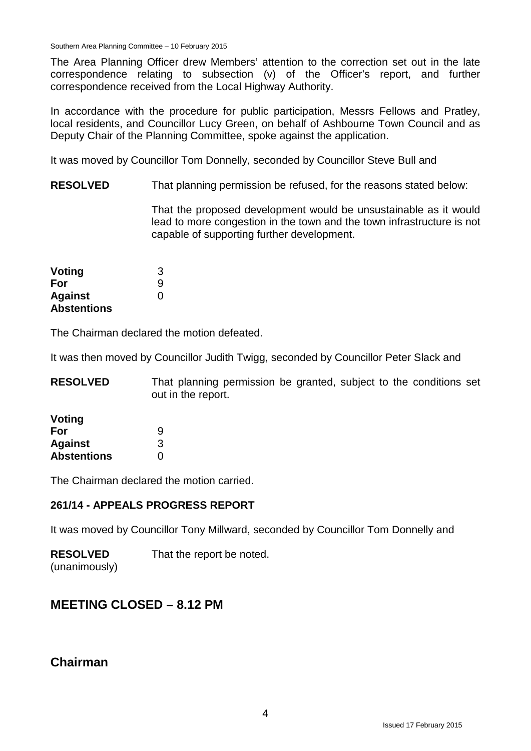The Area Planning Officer drew Members' attention to the correction set out in the late correspondence relating to subsection (v) of the Officer's report, and further correspondence received from the Local Highway Authority.

In accordance with the procedure for public participation, Messrs Fellows and Pratley, local residents, and Councillor Lucy Green, on behalf of Ashbourne Town Council and as Deputy Chair of the Planning Committee, spoke against the application.

It was moved by Councillor Tom Donnelly, seconded by Councillor Steve Bull and

**RESOLVED** That planning permission be refused, for the reasons stated below:

That the proposed development would be unsustainable as it would lead to more congestion in the town and the town infrastructure is not capable of supporting further development.

| | |
|---|---|
| **Voting** | 3 |
| **For** | 9 |
| **Against** | 0 |
| **Abstentions** | |

The Chairman declared the motion defeated.

It was then moved by Councillor Judith Twigg, seconded by Councillor Peter Slack and

**RESOLVED** That planning permission be granted, subject to the conditions set out in the report.

| | |
|---|---|
| **Voting** | |
| **For** | 9 |
| **Against** | 3 |
| **Abstentions** | 0 |

The Chairman declared the motion carried.

### 261/14 - APPEALS PROGRESS REPORT

It was moved by Councillor Tony Millward, seconded by Councillor Tom Donnelly and

**RESOLVED** (unanimously) That the report be noted.

## MEETING CLOSED – 8.12 PM

## Chairman